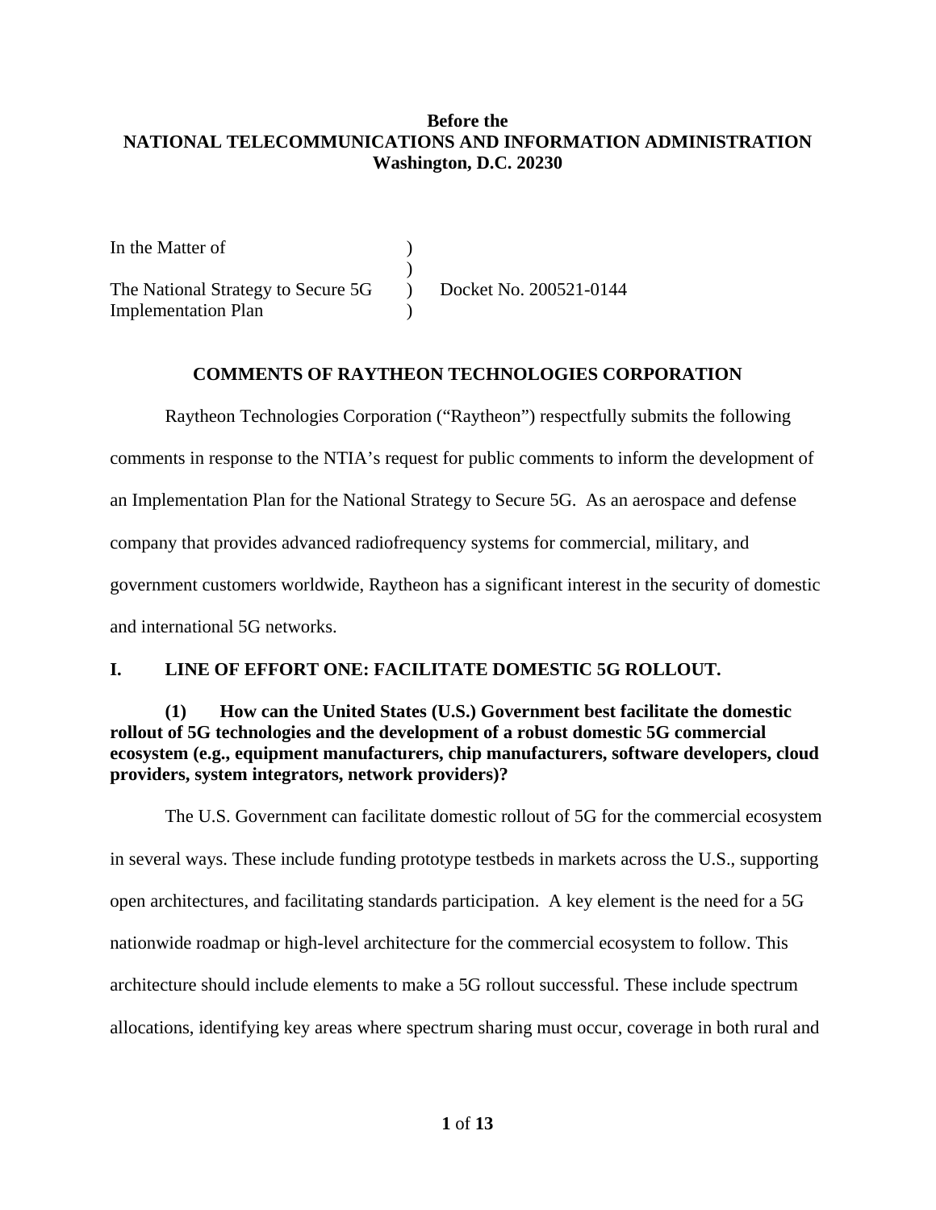**Before the**
**NATIONAL TELECOMMUNICATIONS AND INFORMATION ADMINISTRATION**
**Washington, D.C. 20230**

| | | |
|---|---|---|
| In the Matter of | ) | |
| | ) | |
| The National Strategy to Secure 5G Implementation Plan | ) | Docket No. 200521-0144 |
| | ) | |

**COMMENTS OF RAYTHEON TECHNOLOGIES CORPORATION**

Raytheon Technologies Corporation ("Raytheon") respectfully submits the following comments in response to the NTIA's request for public comments to inform the development of an Implementation Plan for the National Strategy to Secure 5G. As an aerospace and defense company that provides advanced radiofrequency systems for commercial, military, and government customers worldwide, Raytheon has a significant interest in the security of domestic and international 5G networks.

## I. LINE OF EFFORT ONE: FACILITATE DOMESTIC 5G ROLLOUT.

**(1) How can the United States (U.S.) Government best facilitate the domestic rollout of 5G technologies and the development of a robust domestic 5G commercial ecosystem (e.g., equipment manufacturers, chip manufacturers, software developers, cloud providers, system integrators, network providers)?**

The U.S. Government can facilitate domestic rollout of 5G for the commercial ecosystem in several ways. These include funding prototype testbeds in markets across the U.S., supporting open architectures, and facilitating standards participation. A key element is the need for a 5G nationwide roadmap or high-level architecture for the commercial ecosystem to follow. This architecture should include elements to make a 5G rollout successful. These include spectrum allocations, identifying key areas where spectrum sharing must occur, coverage in both rural and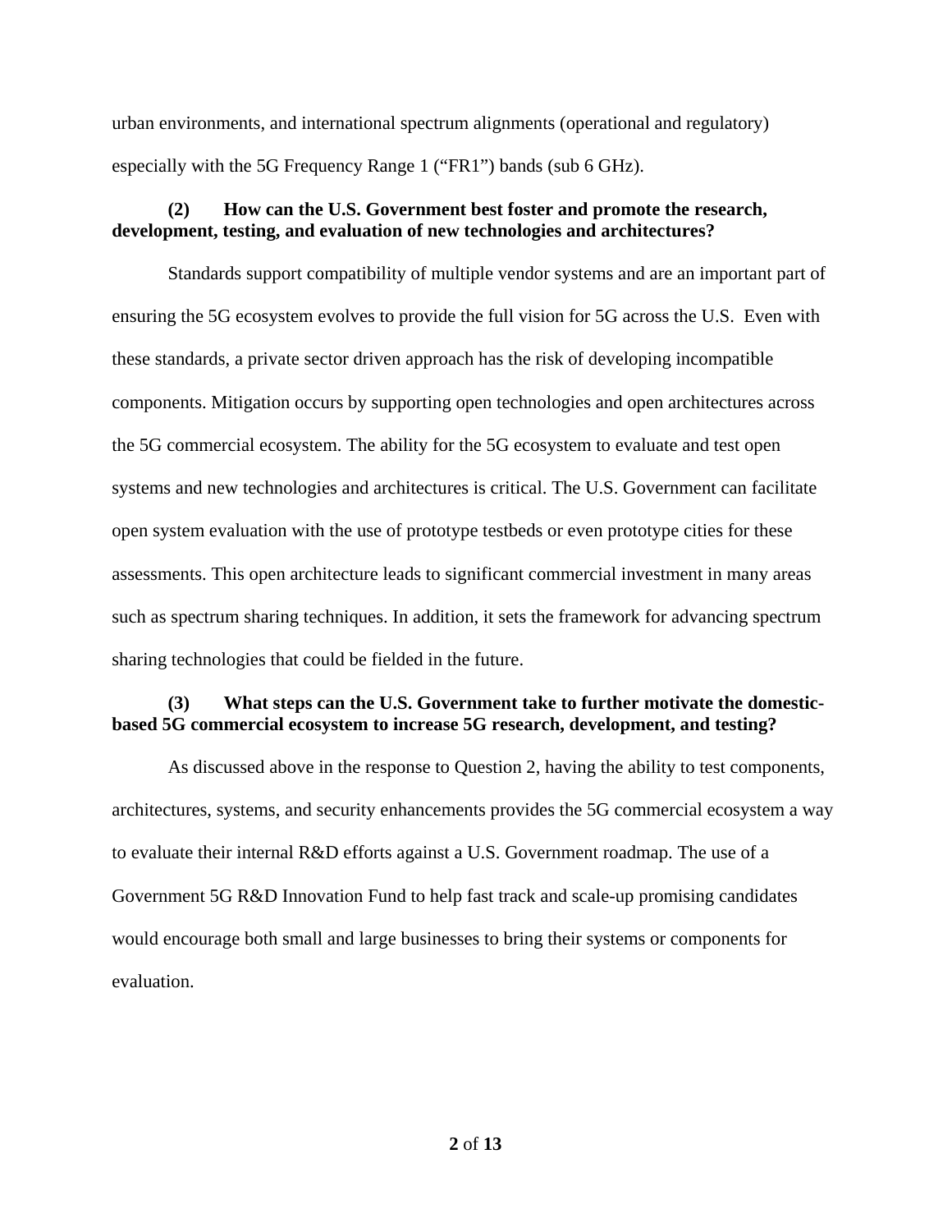urban environments, and international spectrum alignments (operational and regulatory) especially with the 5G Frequency Range 1 ("FR1") bands (sub 6 GHz).

**(2) How can the U.S. Government best foster and promote the research, development, testing, and evaluation of new technologies and architectures?**

Standards support compatibility of multiple vendor systems and are an important part of ensuring the 5G ecosystem evolves to provide the full vision for 5G across the U.S. Even with these standards, a private sector driven approach has the risk of developing incompatible components. Mitigation occurs by supporting open technologies and open architectures across the 5G commercial ecosystem. The ability for the 5G ecosystem to evaluate and test open systems and new technologies and architectures is critical. The U.S. Government can facilitate open system evaluation with the use of prototype testbeds or even prototype cities for these assessments. This open architecture leads to significant commercial investment in many areas such as spectrum sharing techniques. In addition, it sets the framework for advancing spectrum sharing technologies that could be fielded in the future.

**(3) What steps can the U.S. Government take to further motivate the domestic-based 5G commercial ecosystem to increase 5G research, development, and testing?**

As discussed above in the response to Question 2, having the ability to test components, architectures, systems, and security enhancements provides the 5G commercial ecosystem a way to evaluate their internal R&D efforts against a U.S. Government roadmap. The use of a Government 5G R&D Innovation Fund to help fast track and scale-up promising candidates would encourage both small and large businesses to bring their systems or components for evaluation.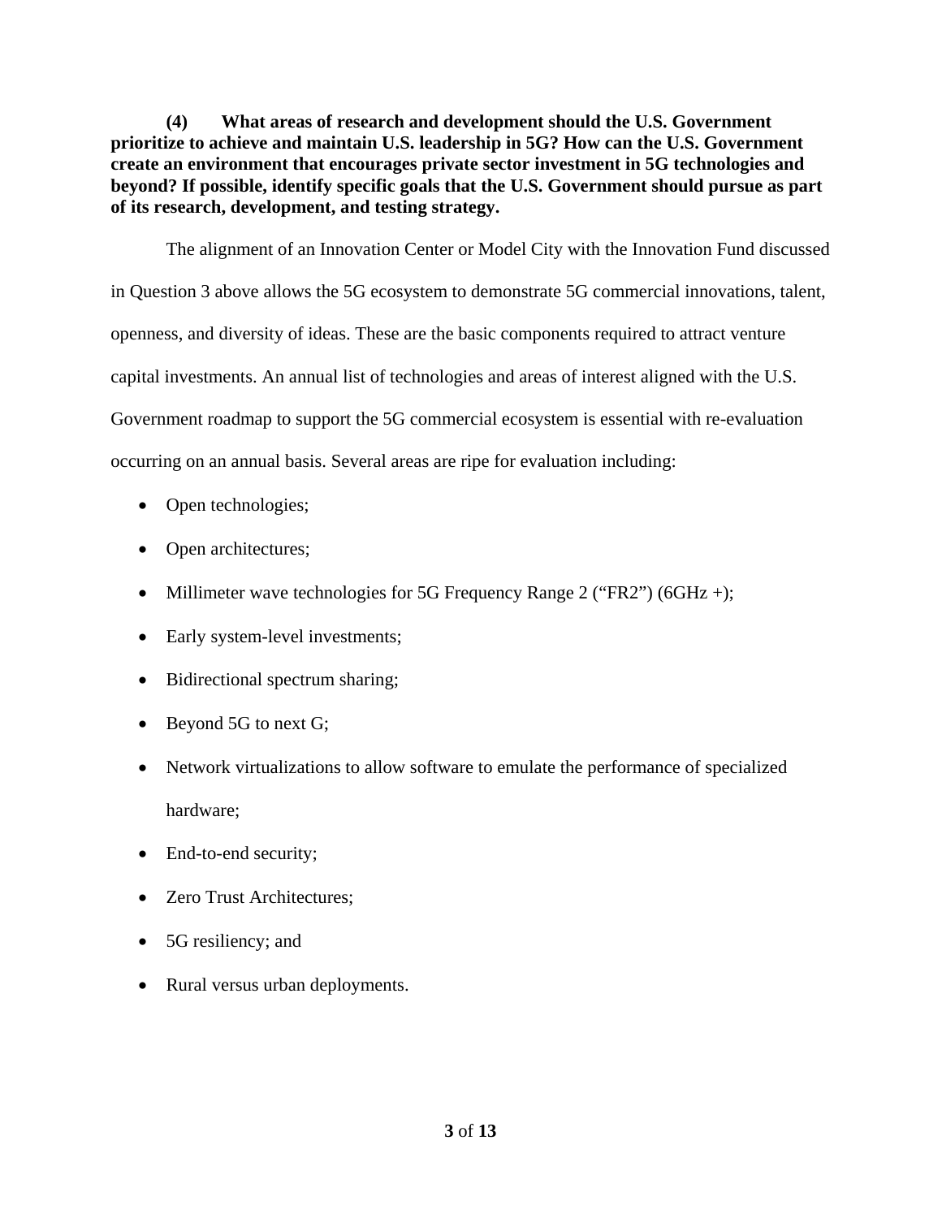**(4) What areas of research and development should the U.S. Government prioritize to achieve and maintain U.S. leadership in 5G? How can the U.S. Government create an environment that encourages private sector investment in 5G technologies and beyond? If possible, identify specific goals that the U.S. Government should pursue as part of its research, development, and testing strategy.**

The alignment of an Innovation Center or Model City with the Innovation Fund discussed in Question 3 above allows the 5G ecosystem to demonstrate 5G commercial innovations, talent, openness, and diversity of ideas. These are the basic components required to attract venture capital investments. An annual list of technologies and areas of interest aligned with the U.S. Government roadmap to support the 5G commercial ecosystem is essential with re-evaluation occurring on an annual basis. Several areas are ripe for evaluation including:

- Open technologies;
- Open architectures;
- Millimeter wave technologies for 5G Frequency Range 2 ("FR2") (6GHz +);
- Early system-level investments;
- Bidirectional spectrum sharing;
- Beyond 5G to next G;
- Network virtualizations to allow software to emulate the performance of specialized hardware;
- End-to-end security;
- Zero Trust Architectures;
- 5G resiliency; and
- Rural versus urban deployments.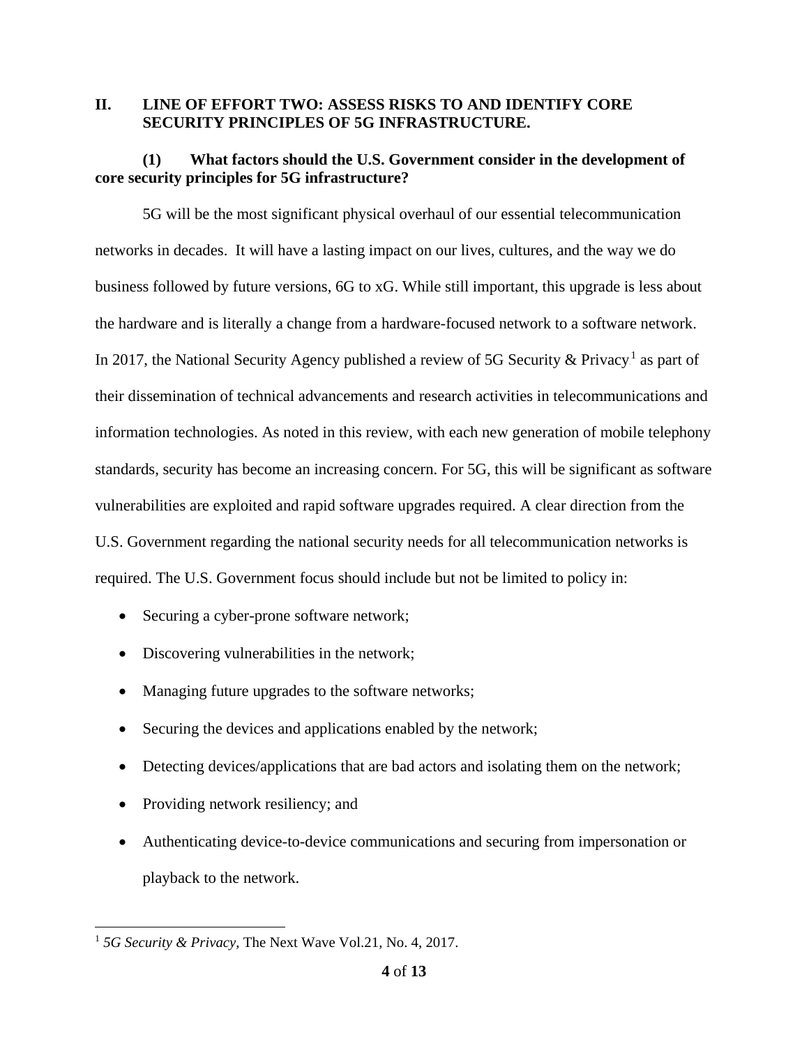## II. LINE OF EFFORT TWO: ASSESS RISKS TO AND IDENTIFY CORE SECURITY PRINCIPLES OF 5G INFRASTRUCTURE.

**(1) What factors should the U.S. Government consider in the development of core security principles for 5G infrastructure?**

5G will be the most significant physical overhaul of our essential telecommunication networks in decades. It will have a lasting impact on our lives, cultures, and the way we do business followed by future versions, 6G to xG. While still important, this upgrade is less about the hardware and is literally a change from a hardware-focused network to a software network. In 2017, the National Security Agency published a review of 5G Security & Privacy[1] as part of their dissemination of technical advancements and research activities in telecommunications and information technologies. As noted in this review, with each new generation of mobile telephony standards, security has become an increasing concern. For 5G, this will be significant as software vulnerabilities are exploited and rapid software upgrades required. A clear direction from the U.S. Government regarding the national security needs for all telecommunication networks is required. The U.S. Government focus should include but not be limited to policy in:

- Securing a cyber-prone software network;
- Discovering vulnerabilities in the network;
- Managing future upgrades to the software networks;
- Securing the devices and applications enabled by the network;
- Detecting devices/applications that are bad actors and isolating them on the network;
- Providing network resiliency; and
- Authenticating device-to-device communications and securing from impersonation or playback to the network.

---

[1] *5G Security & Privacy*, The Next Wave Vol.21, No. 4, 2017.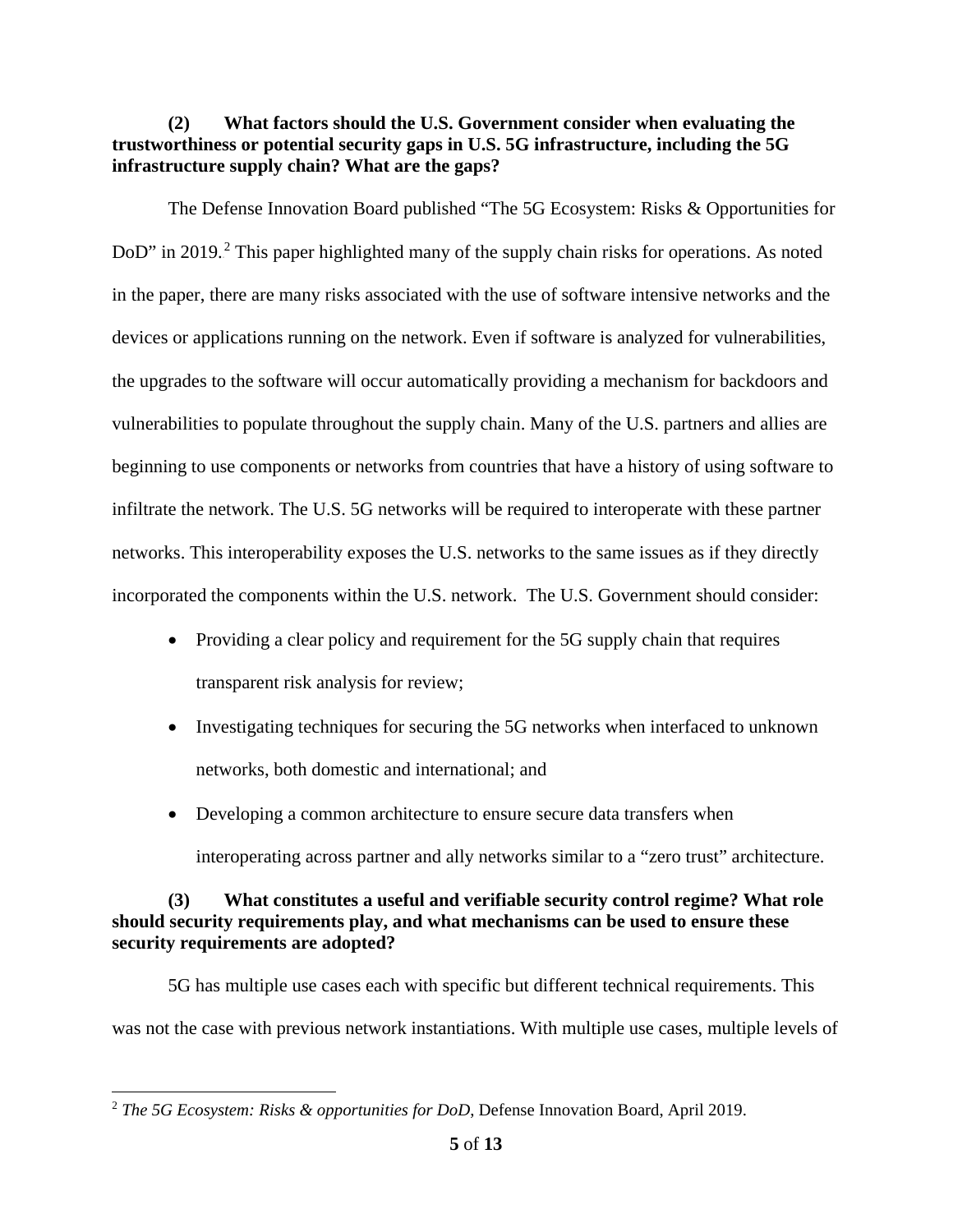**(2) What factors should the U.S. Government consider when evaluating the trustworthiness or potential security gaps in U.S. 5G infrastructure, including the 5G infrastructure supply chain? What are the gaps?**

The Defense Innovation Board published "The 5G Ecosystem: Risks & Opportunities for DoD" in 2019.[2] This paper highlighted many of the supply chain risks for operations. As noted in the paper, there are many risks associated with the use of software intensive networks and the devices or applications running on the network. Even if software is analyzed for vulnerabilities, the upgrades to the software will occur automatically providing a mechanism for backdoors and vulnerabilities to populate throughout the supply chain. Many of the U.S. partners and allies are beginning to use components or networks from countries that have a history of using software to infiltrate the network. The U.S. 5G networks will be required to interoperate with these partner networks. This interoperability exposes the U.S. networks to the same issues as if they directly incorporated the components within the U.S. network. The U.S. Government should consider:

- Providing a clear policy and requirement for the 5G supply chain that requires transparent risk analysis for review;
- Investigating techniques for securing the 5G networks when interfaced to unknown networks, both domestic and international; and
- Developing a common architecture to ensure secure data transfers when interoperating across partner and ally networks similar to a "zero trust" architecture.

**(3) What constitutes a useful and verifiable security control regime? What role should security requirements play, and what mechanisms can be used to ensure these security requirements are adopted?**

5G has multiple use cases each with specific but different technical requirements. This was not the case with previous network instantiations. With multiple use cases, multiple levels of

---

[2] *The 5G Ecosystem: Risks & opportunities for DoD*, Defense Innovation Board, April 2019.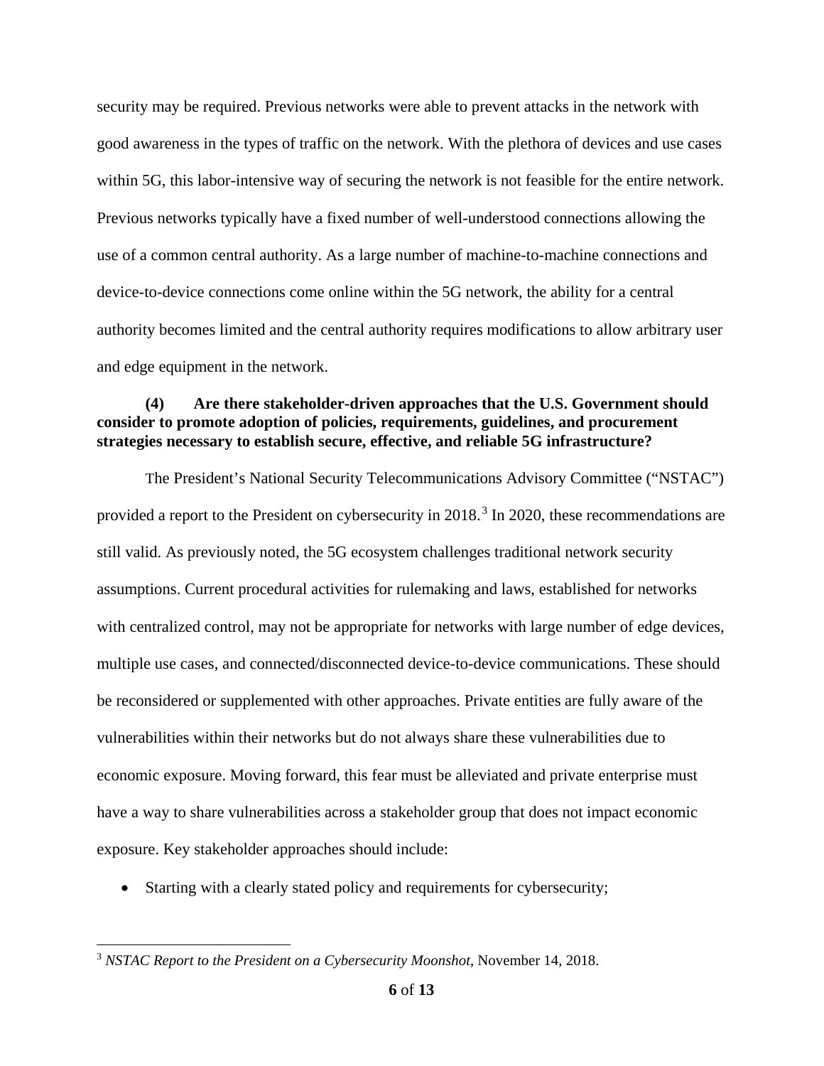security may be required. Previous networks were able to prevent attacks in the network with good awareness in the types of traffic on the network. With the plethora of devices and use cases within 5G, this labor-intensive way of securing the network is not feasible for the entire network. Previous networks typically have a fixed number of well-understood connections allowing the use of a common central authority. As a large number of machine-to-machine connections and device-to-device connections come online within the 5G network, the ability for a central authority becomes limited and the central authority requires modifications to allow arbitrary user and edge equipment in the network.

**(4) Are there stakeholder-driven approaches that the U.S. Government should consider to promote adoption of policies, requirements, guidelines, and procurement strategies necessary to establish secure, effective, and reliable 5G infrastructure?**

The President's National Security Telecommunications Advisory Committee ("NSTAC") provided a report to the President on cybersecurity in 2018.[3] In 2020, these recommendations are still valid. As previously noted, the 5G ecosystem challenges traditional network security assumptions. Current procedural activities for rulemaking and laws, established for networks with centralized control, may not be appropriate for networks with large number of edge devices, multiple use cases, and connected/disconnected device-to-device communications. These should be reconsidered or supplemented with other approaches. Private entities are fully aware of the vulnerabilities within their networks but do not always share these vulnerabilities due to economic exposure. Moving forward, this fear must be alleviated and private enterprise must have a way to share vulnerabilities across a stakeholder group that does not impact economic exposure. Key stakeholder approaches should include:

- Starting with a clearly stated policy and requirements for cybersecurity;

[3] *NSTAC Report to the President on a Cybersecurity Moonshot*, November 14, 2018.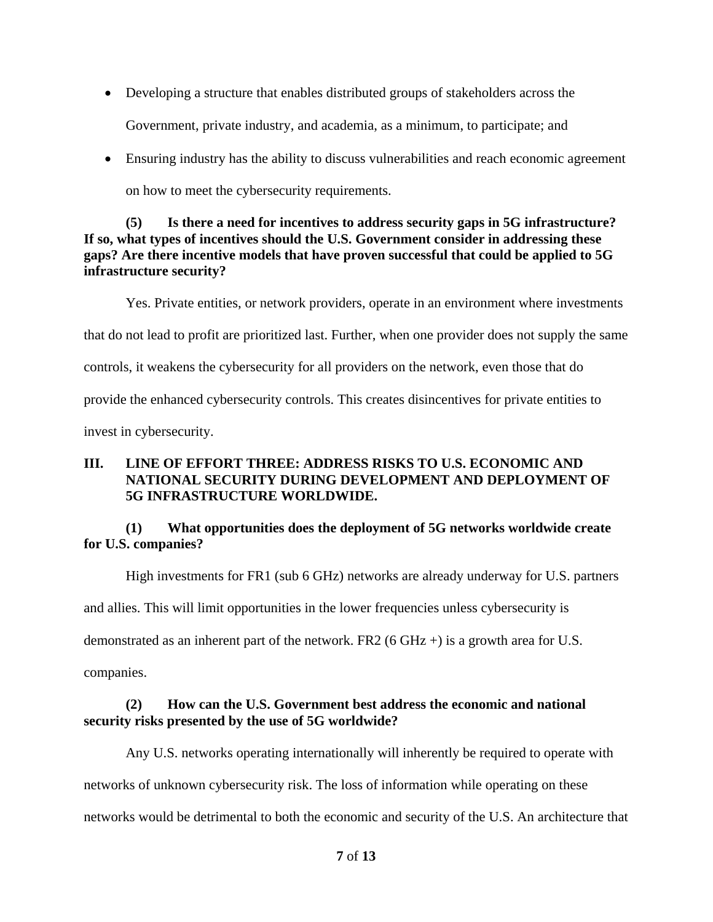- Developing a structure that enables distributed groups of stakeholders across the Government, private industry, and academia, as a minimum, to participate; and
- Ensuring industry has the ability to discuss vulnerabilities and reach economic agreement on how to meet the cybersecurity requirements.

**(5) Is there a need for incentives to address security gaps in 5G infrastructure? If so, what types of incentives should the U.S. Government consider in addressing these gaps? Are there incentive models that have proven successful that could be applied to 5G infrastructure security?**

Yes. Private entities, or network providers, operate in an environment where investments that do not lead to profit are prioritized last. Further, when one provider does not supply the same controls, it weakens the cybersecurity for all providers on the network, even those that do provide the enhanced cybersecurity controls. This creates disincentives for private entities to invest in cybersecurity.

## III. LINE OF EFFORT THREE: ADDRESS RISKS TO U.S. ECONOMIC AND NATIONAL SECURITY DURING DEVELOPMENT AND DEPLOYMENT OF 5G INFRASTRUCTURE WORLDWIDE.

**(1) What opportunities does the deployment of 5G networks worldwide create for U.S. companies?**

High investments for FR1 (sub 6 GHz) networks are already underway for U.S. partners and allies. This will limit opportunities in the lower frequencies unless cybersecurity is demonstrated as an inherent part of the network. FR2 (6 GHz +) is a growth area for U.S. companies.

**(2) How can the U.S. Government best address the economic and national security risks presented by the use of 5G worldwide?**

Any U.S. networks operating internationally will inherently be required to operate with networks of unknown cybersecurity risk. The loss of information while operating on these networks would be detrimental to both the economic and security of the U.S. An architecture that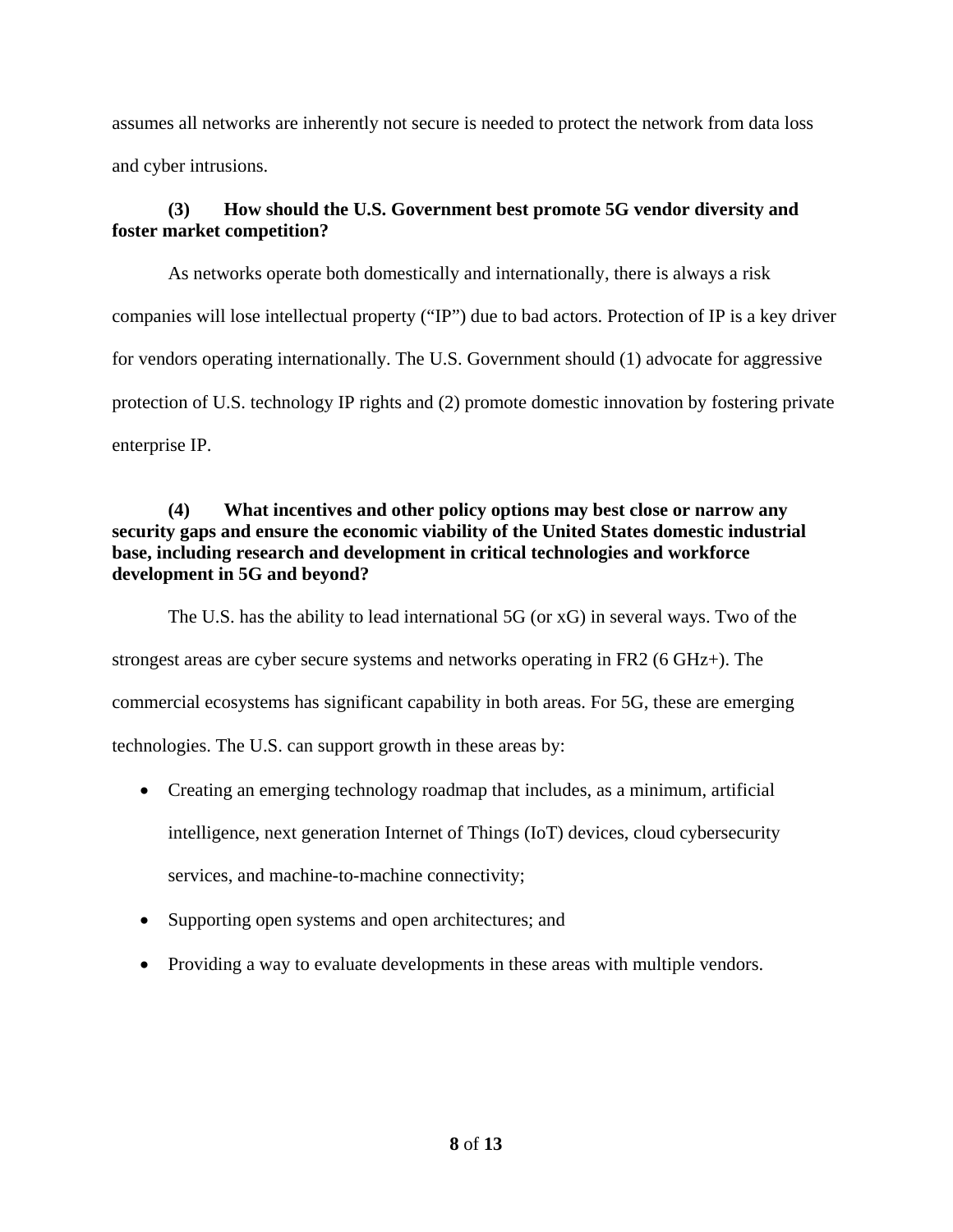assumes all networks are inherently not secure is needed to protect the network from data loss and cyber intrusions.

**(3) How should the U.S. Government best promote 5G vendor diversity and foster market competition?**

As networks operate both domestically and internationally, there is always a risk companies will lose intellectual property ("IP") due to bad actors. Protection of IP is a key driver for vendors operating internationally. The U.S. Government should (1) advocate for aggressive protection of U.S. technology IP rights and (2) promote domestic innovation by fostering private enterprise IP.

**(4) What incentives and other policy options may best close or narrow any security gaps and ensure the economic viability of the United States domestic industrial base, including research and development in critical technologies and workforce development in 5G and beyond?**

The U.S. has the ability to lead international 5G (or xG) in several ways. Two of the strongest areas are cyber secure systems and networks operating in FR2 (6 GHz+). The commercial ecosystems has significant capability in both areas. For 5G, these are emerging technologies. The U.S. can support growth in these areas by:

- Creating an emerging technology roadmap that includes, as a minimum, artificial intelligence, next generation Internet of Things (IoT) devices, cloud cybersecurity services, and machine-to-machine connectivity;
- Supporting open systems and open architectures; and
- Providing a way to evaluate developments in these areas with multiple vendors.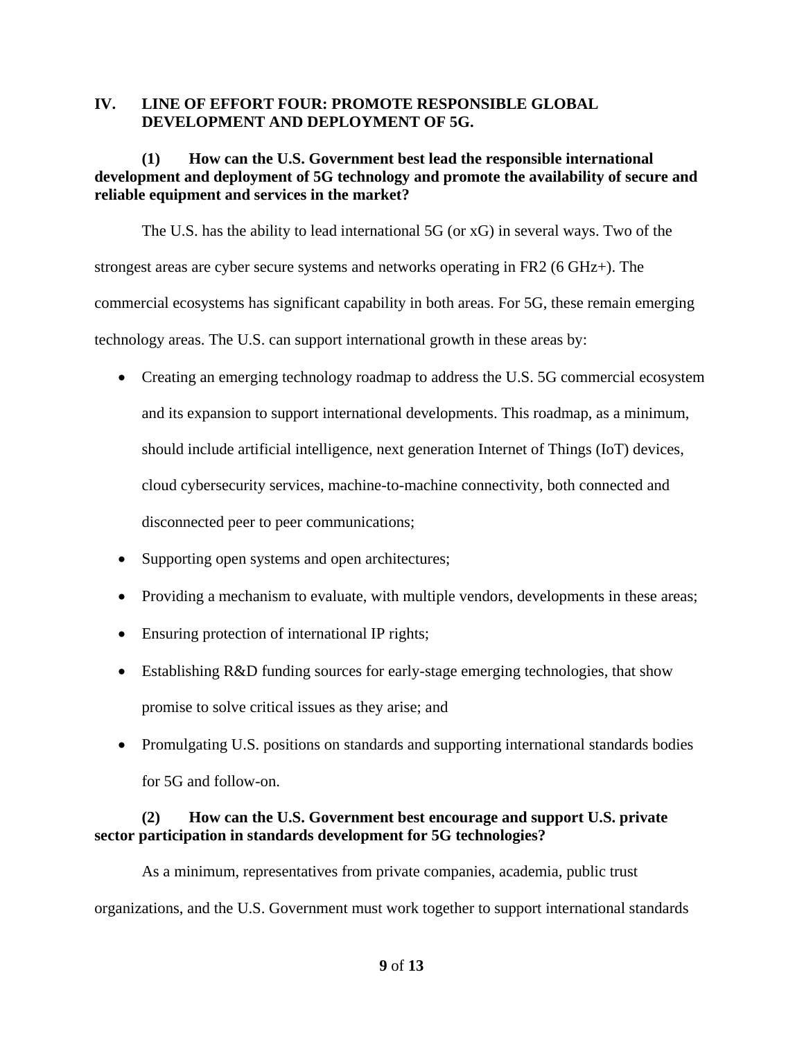## IV. LINE OF EFFORT FOUR: PROMOTE RESPONSIBLE GLOBAL DEVELOPMENT AND DEPLOYMENT OF 5G.

**(1) How can the U.S. Government best lead the responsible international development and deployment of 5G technology and promote the availability of secure and reliable equipment and services in the market?**

The U.S. has the ability to lead international 5G (or xG) in several ways. Two of the strongest areas are cyber secure systems and networks operating in FR2 (6 GHz+). The commercial ecosystems has significant capability in both areas. For 5G, these remain emerging technology areas. The U.S. can support international growth in these areas by:

- Creating an emerging technology roadmap to address the U.S. 5G commercial ecosystem and its expansion to support international developments. This roadmap, as a minimum, should include artificial intelligence, next generation Internet of Things (IoT) devices, cloud cybersecurity services, machine-to-machine connectivity, both connected and disconnected peer to peer communications;
- Supporting open systems and open architectures;
- Providing a mechanism to evaluate, with multiple vendors, developments in these areas;
- Ensuring protection of international IP rights;
- Establishing R&D funding sources for early-stage emerging technologies, that show promise to solve critical issues as they arise; and
- Promulgating U.S. positions on standards and supporting international standards bodies for 5G and follow-on.

**(2) How can the U.S. Government best encourage and support U.S. private sector participation in standards development for 5G technologies?**

As a minimum, representatives from private companies, academia, public trust organizations, and the U.S. Government must work together to support international standards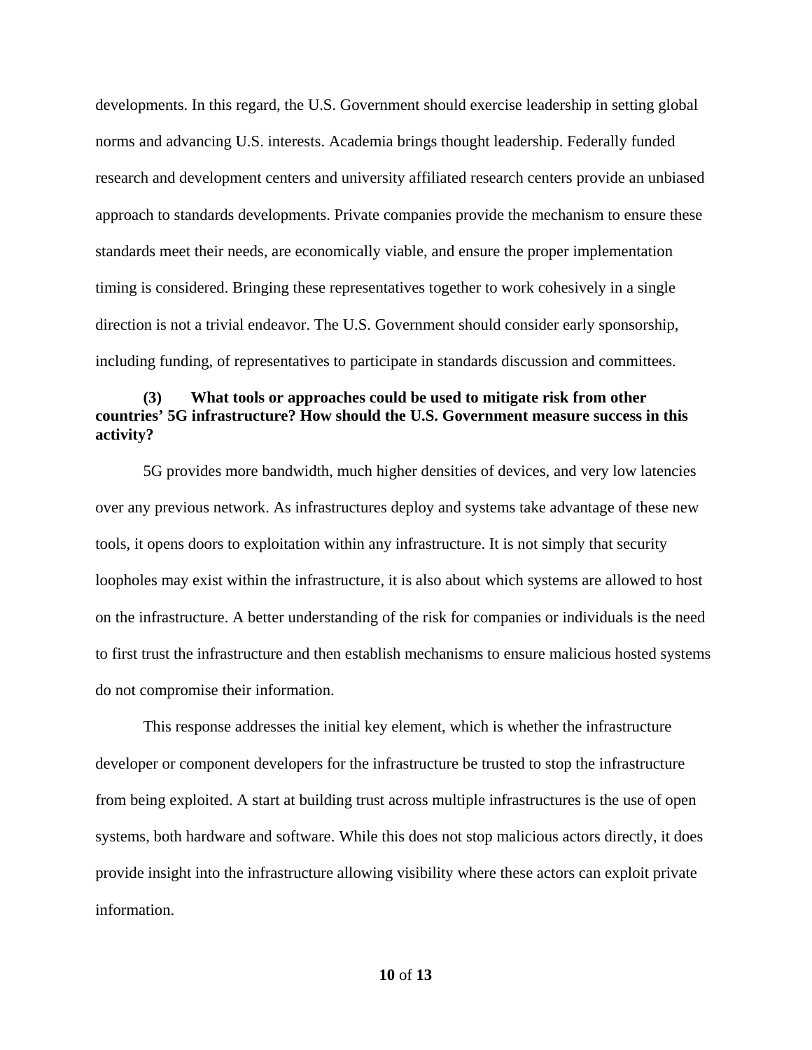developments. In this regard, the U.S. Government should exercise leadership in setting global norms and advancing U.S. interests. Academia brings thought leadership. Federally funded research and development centers and university affiliated research centers provide an unbiased approach to standards developments. Private companies provide the mechanism to ensure these standards meet their needs, are economically viable, and ensure the proper implementation timing is considered. Bringing these representatives together to work cohesively in a single direction is not a trivial endeavor. The U.S. Government should consider early sponsorship, including funding, of representatives to participate in standards discussion and committees.

**(3) What tools or approaches could be used to mitigate risk from other countries' 5G infrastructure? How should the U.S. Government measure success in this activity?**

5G provides more bandwidth, much higher densities of devices, and very low latencies over any previous network. As infrastructures deploy and systems take advantage of these new tools, it opens doors to exploitation within any infrastructure. It is not simply that security loopholes may exist within the infrastructure, it is also about which systems are allowed to host on the infrastructure. A better understanding of the risk for companies or individuals is the need to first trust the infrastructure and then establish mechanisms to ensure malicious hosted systems do not compromise their information.

This response addresses the initial key element, which is whether the infrastructure developer or component developers for the infrastructure be trusted to stop the infrastructure from being exploited. A start at building trust across multiple infrastructures is the use of open systems, both hardware and software. While this does not stop malicious actors directly, it does provide insight into the infrastructure allowing visibility where these actors can exploit private information.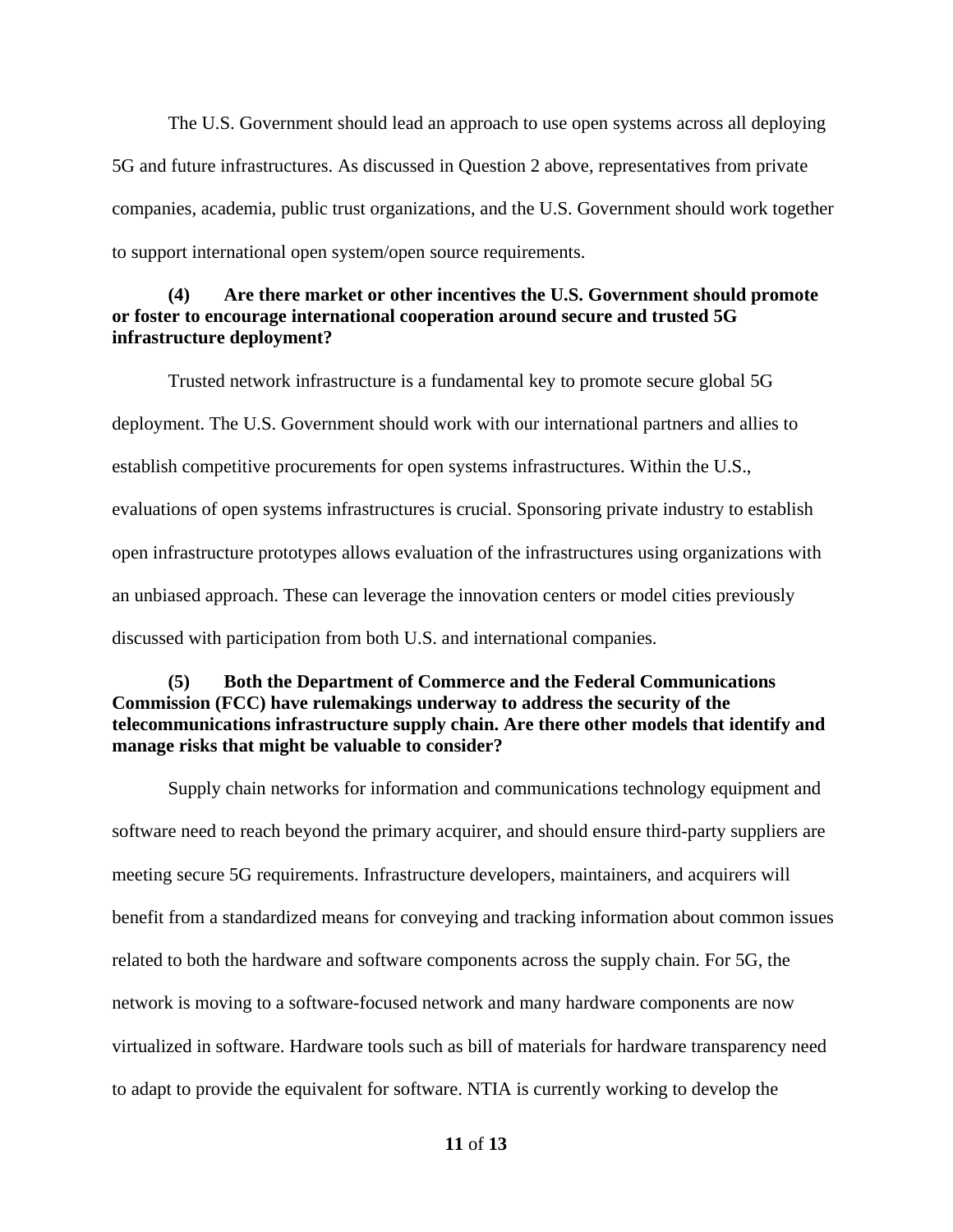The U.S. Government should lead an approach to use open systems across all deploying 5G and future infrastructures. As discussed in Question 2 above, representatives from private companies, academia, public trust organizations, and the U.S. Government should work together to support international open system/open source requirements.

**(4) Are there market or other incentives the U.S. Government should promote or foster to encourage international cooperation around secure and trusted 5G infrastructure deployment?**

Trusted network infrastructure is a fundamental key to promote secure global 5G deployment. The U.S. Government should work with our international partners and allies to establish competitive procurements for open systems infrastructures. Within the U.S., evaluations of open systems infrastructures is crucial. Sponsoring private industry to establish open infrastructure prototypes allows evaluation of the infrastructures using organizations with an unbiased approach. These can leverage the innovation centers or model cities previously discussed with participation from both U.S. and international companies.

**(5) Both the Department of Commerce and the Federal Communications Commission (FCC) have rulemakings underway to address the security of the telecommunications infrastructure supply chain. Are there other models that identify and manage risks that might be valuable to consider?**

Supply chain networks for information and communications technology equipment and software need to reach beyond the primary acquirer, and should ensure third-party suppliers are meeting secure 5G requirements. Infrastructure developers, maintainers, and acquirers will benefit from a standardized means for conveying and tracking information about common issues related to both the hardware and software components across the supply chain. For 5G, the network is moving to a software-focused network and many hardware components are now virtualized in software. Hardware tools such as bill of materials for hardware transparency need to adapt to provide the equivalent for software. NTIA is currently working to develop the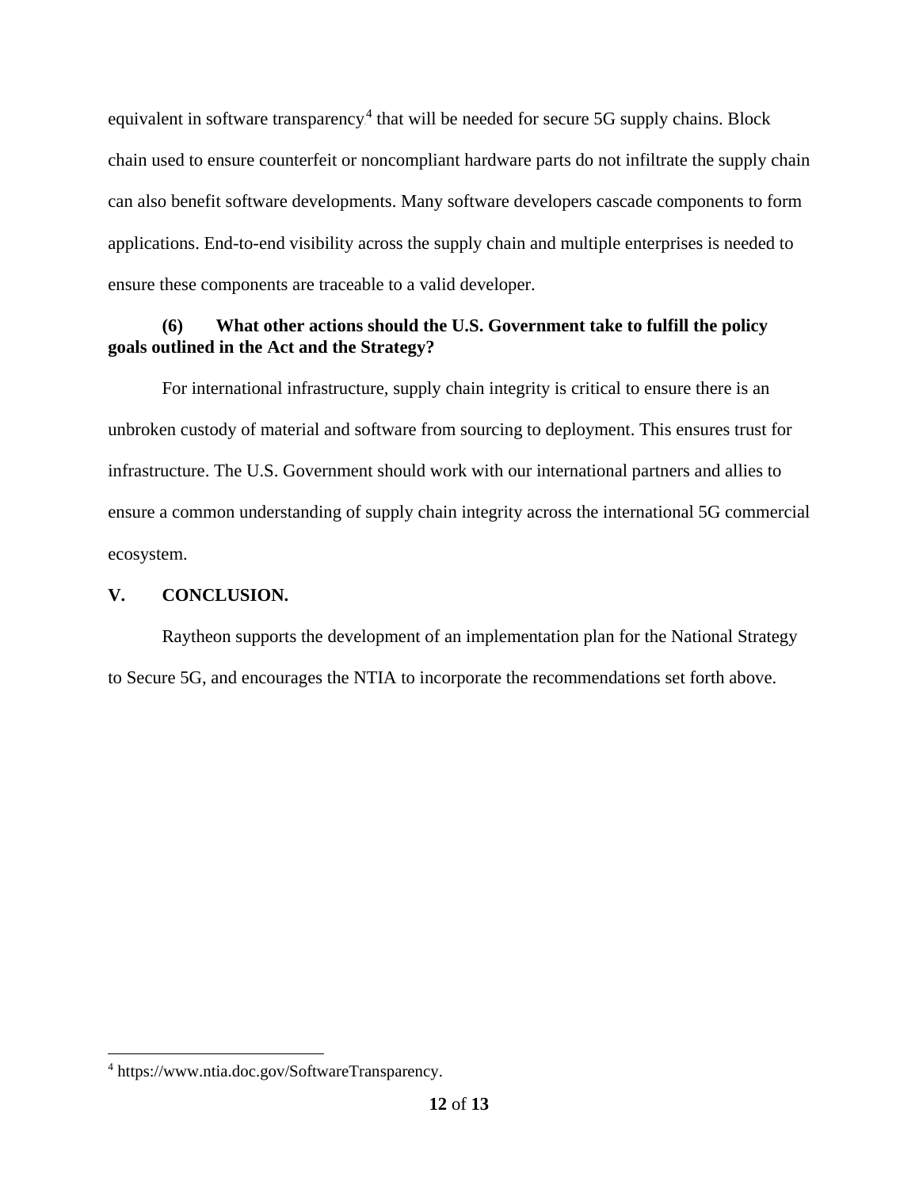equivalent in software transparency[4] that will be needed for secure 5G supply chains. Block chain used to ensure counterfeit or noncompliant hardware parts do not infiltrate the supply chain can also benefit software developments. Many software developers cascade components to form applications. End-to-end visibility across the supply chain and multiple enterprises is needed to ensure these components are traceable to a valid developer.

**(6) What other actions should the U.S. Government take to fulfill the policy goals outlined in the Act and the Strategy?**

For international infrastructure, supply chain integrity is critical to ensure there is an unbroken custody of material and software from sourcing to deployment. This ensures trust for infrastructure. The U.S. Government should work with our international partners and allies to ensure a common understanding of supply chain integrity across the international 5G commercial ecosystem.

## V. CONCLUSION.

Raytheon supports the development of an implementation plan for the National Strategy to Secure 5G, and encourages the NTIA to incorporate the recommendations set forth above.

---

[4] https://www.ntia.doc.gov/SoftwareTransparency.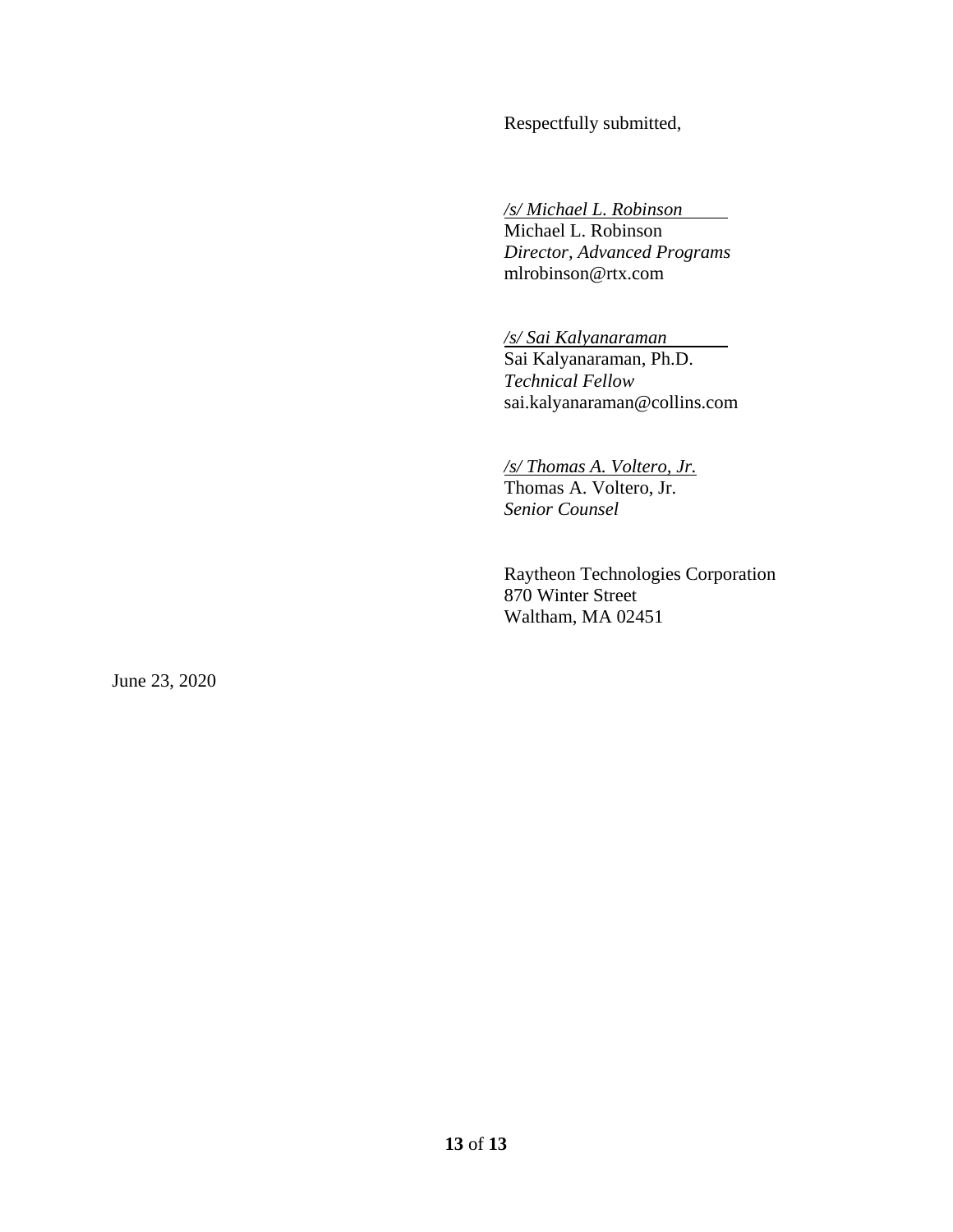Respectfully submitted,

*/s/ Michael L. Robinson*
Michael L. Robinson
*Director, Advanced Programs*
mlrobinson@rtx.com

*/s/ Sai Kalyanaraman*
Sai Kalyanaraman, Ph.D.
*Technical Fellow*
sai.kalyanaraman@collins.com

*/s/ Thomas A. Voltero, Jr.*
Thomas A. Voltero, Jr.
*Senior Counsel*

Raytheon Technologies Corporation
870 Winter Street
Waltham, MA 02451

June 23, 2020